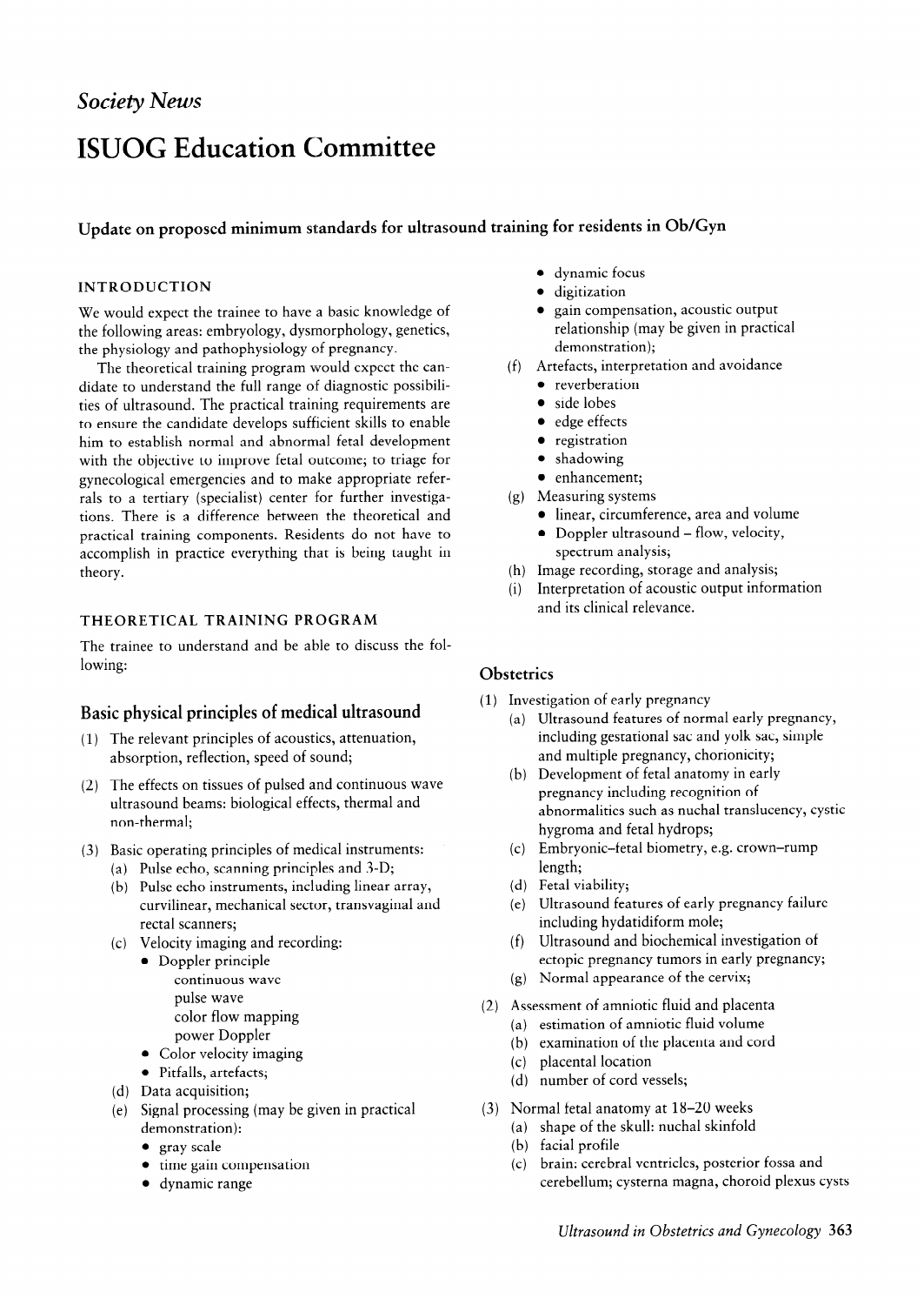*Society News*

# ISUOG Education Committee

## Update on proposed minimum standards for ultrasound training for residents in Ob/Gyn

### INTRODUCTION

We would expect the trainee to have a basic knowledge of the following areas: embryology, dysmorphology, genetics, the physiology and pathophysiology of pregnancy.

The theoretical training program would expect the candidate to understand the full range of diagnostic possibilities of ultrasound. The practical training requirements are to ensure the candidate develops sufficient skills to enable him to establish normal and abnormal fetal development with the objective to improve fetal outcome; to triage for gynecological emergencies and to make appropriate referrals to a tertiary (specialist) center for further investigations. There is a difference between the theoretical and practical training components. Residents do not have to accomplish in practice everything that is being taught in theory.

### THEORETICAL TRAINING PROGRAM

The trainee to understand and be able to discuss the following:

### Basic physical principles of medical ultrasound

(1) The relevant principles of acoustics, attenuation, absorption, reflection, speed of sound;

(2) The effects on tissues of pulsed and continuous wave ultrasound beams: biological effects, thermal and non-thermal;

(3) Basic operating principles of medical instruments:
- (a) Pulse echo, scanning principles and 3-D;
- (b) Pulse echo instruments, including linear array, curvilinear, mechanical sector, transvaginal and rectal scanners;
- (c) Velocity imaging and recording:
  - Doppler principle
    - continuous wave
    - pulse wave
    - color flow mapping
    - power Doppler
  - Color velocity imaging
  - Pitfalls, artefacts;
- (d) Data acquisition;
- (e) Signal processing (may be given in practical demonstration):
  - gray scale
  - time gain compensation
  - dynamic range
  - dynamic focus
  - digitization
  - gain compensation, acoustic output relationship (may be given in practical demonstration);
- (f) Artefacts, interpretation and avoidance
  - reverberation
  - side lobes
  - edge effects
  - registration
  - shadowing
  - enhancement;
- (g) Measuring systems
  - linear, circumference, area and volume
  - Doppler ultrasound – flow, velocity, spectrum analysis;
- (h) Image recording, storage and analysis;
- (i) Interpretation of acoustic output information and its clinical relevance.

### Obstetrics

(1) Investigation of early pregnancy
- (a) Ultrasound features of normal early pregnancy, including gestational sac and yolk sac, simple and multiple pregnancy, chorionicity;
- (b) Development of fetal anatomy in early pregnancy including recognition of abnormalities such as nuchal translucency, cystic hygroma and fetal hydrops;
- (c) Embryonic–fetal biometry, e.g. crown–rump length;
- (d) Fetal viability;
- (e) Ultrasound features of early pregnancy failure including hydatidiform mole;
- (f) Ultrasound and biochemical investigation of ectopic pregnancy tumors in early pregnancy;
- (g) Normal appearance of the cervix;

(2) Assessment of amniotic fluid and placenta
- (a) estimation of amniotic fluid volume
- (b) examination of the placenta and cord
- (c) placental location
- (d) number of cord vessels;

(3) Normal fetal anatomy at 18–20 weeks
- (a) shape of the skull: nuchal skinfold
- (b) facial profile
- (c) brain: cerebral ventricles, posterior fossa and cerebellum; cysterna magna, choroid plexus cysts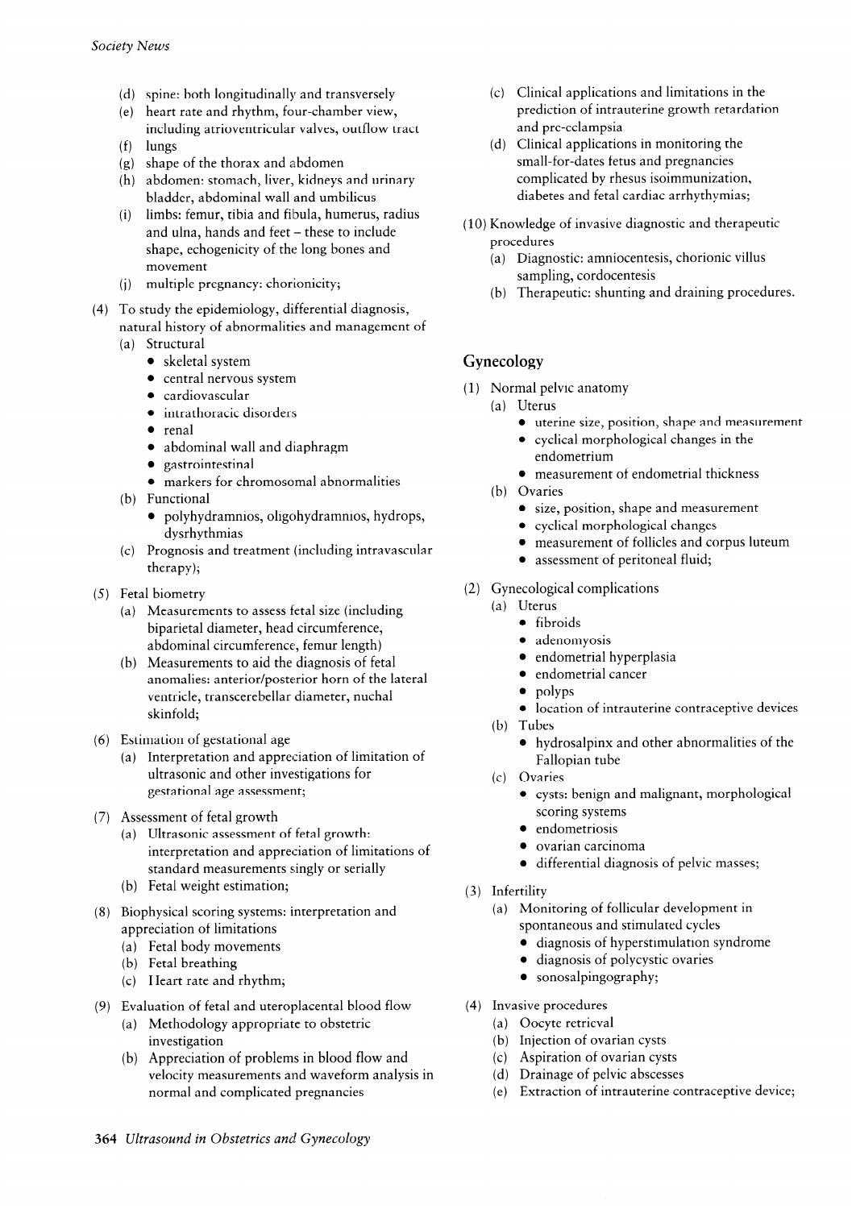- (d) spine: both longitudinally and transversely
- (e) heart rate and rhythm, four-chamber view, including atrioventricular valves, outflow tract
- (f) lungs
- (g) shape of the thorax and abdomen
- (h) abdomen: stomach, liver, kidneys and urinary bladder, abdominal wall and umbilicus
- (i) limbs: femur, tibia and fibula, humerus, radius and ulna, hands and feet – these to include shape, echogenicity of the long bones and movement
- (j) multiple pregnancy: chorionicity;

(4) To study the epidemiology, differential diagnosis, natural history of abnormalities and management of
- (a) Structural
  - skeletal system
  - central nervous system
  - cardiovascular
  - intrathoracic disorders
  - renal
  - abdominal wall and diaphragm
  - gastrointestinal
  - markers for chromosomal abnormalities
- (b) Functional
  - polyhydramnios, oligohydramnios, hydrops, dysrhythmias
- (c) Prognosis and treatment (including intravascular therapy);

(5) Fetal biometry
- (a) Measurements to assess fetal size (including biparietal diameter, head circumference, abdominal circumference, femur length)
- (b) Measurements to aid the diagnosis of fetal anomalies: anterior/posterior horn of the lateral ventricle, transcerebellar diameter, nuchal skinfold;

(6) Estimation of gestational age
- (a) Interpretation and appreciation of limitation of ultrasonic and other investigations for gestational age assessment;

(7) Assessment of fetal growth
- (a) Ultrasonic assessment of fetal growth: interpretation and appreciation of limitations of standard measurements singly or serially
- (b) Fetal weight estimation;

(8) Biophysical scoring systems: interpretation and appreciation of limitations
- (a) Fetal body movements
- (b) Fetal breathing
- (c) Heart rate and rhythm;

(9) Evaluation of fetal and uteroplacental blood flow
- (a) Methodology appropriate to obstetric investigation
- (b) Appreciation of problems in blood flow and velocity measurements and waveform analysis in normal and complicated pregnancies
- (c) Clinical applications and limitations in the prediction of intrauterine growth retardation and pre-eclampsia
- (d) Clinical applications in monitoring the small-for-dates fetus and pregnancies complicated by rhesus isoimmunization, diabetes and fetal cardiac arrhythymias;

(10) Knowledge of invasive diagnostic and therapeutic procedures
- (a) Diagnostic: amniocentesis, chorionic villus sampling, cordocentesis
- (b) Therapeutic: shunting and draining procedures.

## Gynecology

(1) Normal pelvic anatomy
- (a) Uterus
  - uterine size, position, shape and measurement
  - cyclical morphological changes in the endometrium
  - measurement of endometrial thickness
- (b) Ovaries
  - size, position, shape and measurement
  - cyclical morphological changes
  - measurement of follicles and corpus luteum
  - assessment of peritoneal fluid;

(2) Gynecological complications
- (a) Uterus
  - fibroids
  - adenomyosis
  - endometrial hyperplasia
  - endometrial cancer
  - polyps
  - location of intrauterine contraceptive devices
- (b) Tubes
  - hydrosalpinx and other abnormalities of the Fallopian tube
- (c) Ovaries
  - cysts: benign and malignant, morphological scoring systems
  - endometriosis
  - ovarian carcinoma
  - differential diagnosis of pelvic masses;

(3) Infertility
- (a) Monitoring of follicular development in spontaneous and stimulated cycles
  - diagnosis of hyperstimulation syndrome
  - diagnosis of polycystic ovaries
  - sonosalpingography;

(4) Invasive procedures
- (a) Oocyte retrieval
- (b) Injection of ovarian cysts
- (c) Aspiration of ovarian cysts
- (d) Drainage of pelvic abscesses
- (e) Extraction of intrauterine contraceptive device;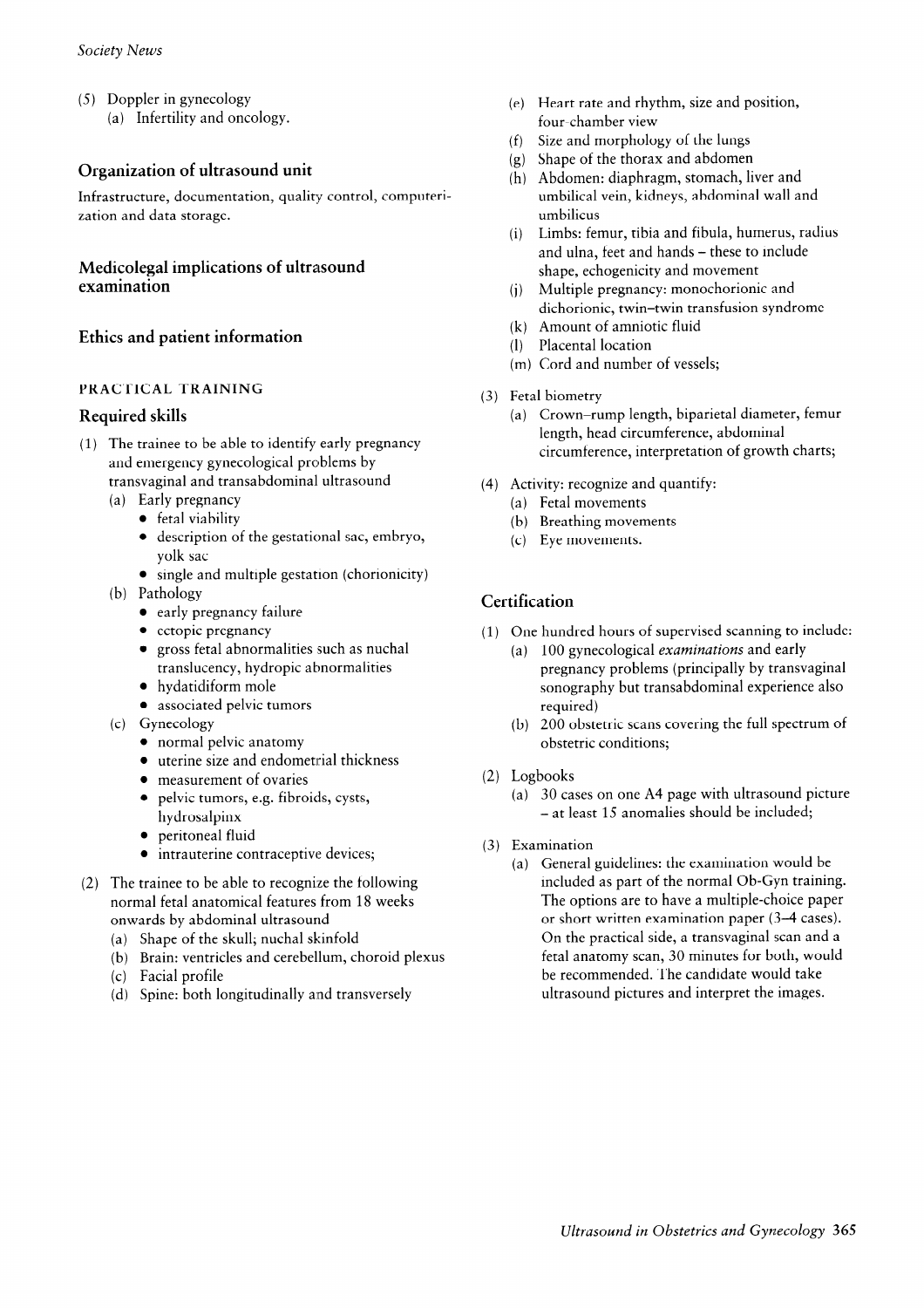(5) Doppler in gynecology
   (a) Infertility and oncology.

## Organization of ultrasound unit

Infrastructure, documentation, quality control, computerization and data storage.

## Medicolegal implications of ultrasound examination

## Ethics and patient information

### PRACTICAL TRAINING

## Required skills

(1) The trainee to be able to identify early pregnancy and emergency gynecological problems by transvaginal and transabdominal ultrasound
   (a) Early pregnancy
      - fetal viability
      - description of the gestational sac, embryo, yolk sac
      - single and multiple gestation (chorionicity)
   (b) Pathology
      - early pregnancy failure
      - ectopic pregnancy
      - gross fetal abnormalities such as nuchal translucency, hydropic abnormalities
      - hydatidiform mole
      - associated pelvic tumors
   (c) Gynecology
      - normal pelvic anatomy
      - uterine size and endometrial thickness
      - measurement of ovaries
      - pelvic tumors, e.g. fibroids, cysts, hydrosalpinx
      - peritoneal fluid
      - intrauterine contraceptive devices;

(2) The trainee to be able to recognize the following normal fetal anatomical features from 18 weeks onwards by abdominal ultrasound
   (a) Shape of the skull; nuchal skinfold
   (b) Brain: ventricles and cerebellum, choroid plexus
   (c) Facial profile
   (d) Spine: both longitudinally and transversely
   (e) Heart rate and rhythm, size and position, four-chamber view
   (f) Size and morphology of the lungs
   (g) Shape of the thorax and abdomen
   (h) Abdomen: diaphragm, stomach, liver and umbilical vein, kidneys, abdominal wall and umbilicus
   (i) Limbs: femur, tibia and fibula, humerus, radius and ulna, feet and hands – these to include shape, echogenicity and movement
   (j) Multiple pregnancy: monochorionic and dichorionic, twin–twin transfusion syndrome
   (k) Amount of amniotic fluid
   (l) Placental location
   (m) Cord and number of vessels;

(3) Fetal biometry
   (a) Crown–rump length, biparietal diameter, femur length, head circumference, abdominal circumference, interpretation of growth charts;

(4) Activity: recognize and quantify:
   (a) Fetal movements
   (b) Breathing movements
   (c) Eye movements.

## Certification

(1) One hundred hours of supervised scanning to include:
   (a) 100 gynecological *examinations* and early pregnancy problems (principally by transvaginal sonography but transabdominal experience also required)
   (b) 200 obstetric scans covering the full spectrum of obstetric conditions;

(2) Logbooks
   (a) 30 cases on one A4 page with ultrasound picture – at least 15 anomalies should be included;

(3) Examination
   (a) General guidelines: the examination would be included as part of the normal Ob-Gyn training. The options are to have a multiple-choice paper or short written examination paper (3–4 cases). On the practical side, a transvaginal scan and a fetal anatomy scan, 30 minutes for both, would be recommended. The candidate would take ultrasound pictures and interpret the images.